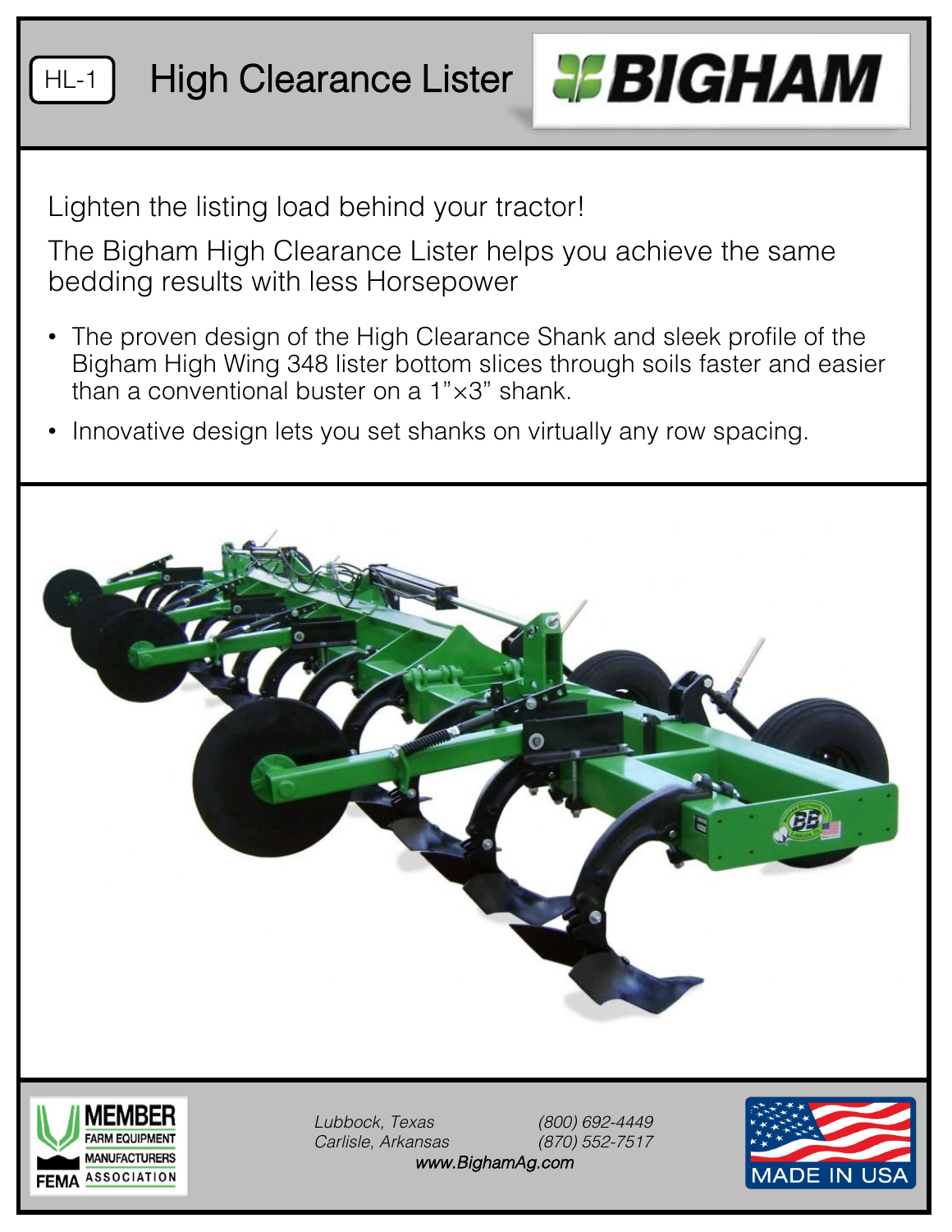HL-1

# High Clearance Lister

BIGHAM

Lighten the listing load behind your tractor!

The Bigham High Clearance Lister helps you achieve the same bedding results with less Horsepower

- The proven design of the High Clearance Shank and sleek profile of the Bigham High Wing 348 lister bottom slices through soils faster and easier than a conventional buster on a 1"×3" shank.
- Innovative design lets you set shanks on virtually any row spacing.

MEMBER FARM EQUIPMENT MANUFACTURERS ASSOCIATION FEMA

*Lubbock, Texas* *(800) 692-4449*
*Carlisle, Arkansas* *(870) 552-7517*
*www.BighamAg.com*

MADE IN USA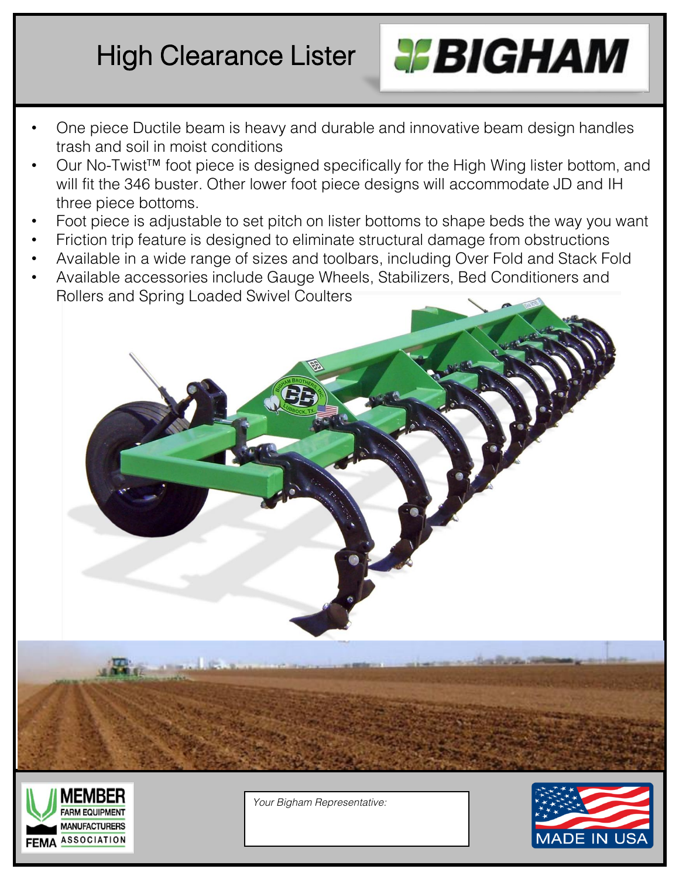# High Clearance Lister

BIGHAM

- One piece Ductile beam is heavy and durable and innovative beam design handles trash and soil in moist conditions
- Our No-Twist™ foot piece is designed specifically for the High Wing lister bottom, and will fit the 346 buster. Other lower foot piece designs will accommodate JD and IH three piece bottoms.
- Foot piece is adjustable to set pitch on lister bottoms to shape beds the way you want
- Friction trip feature is designed to eliminate structural damage from obstructions
- Available in a wide range of sizes and toolbars, including Over Fold and Stack Fold
- Available accessories include Gauge Wheels, Stabilizers, Bed Conditioners and Rollers and Spring Loaded Swivel Coulters

MEMBER FARM EQUIPMENT MANUFACTURERS ASSOCIATION FEMA

*Your Bigham Representative:*

MADE IN USA